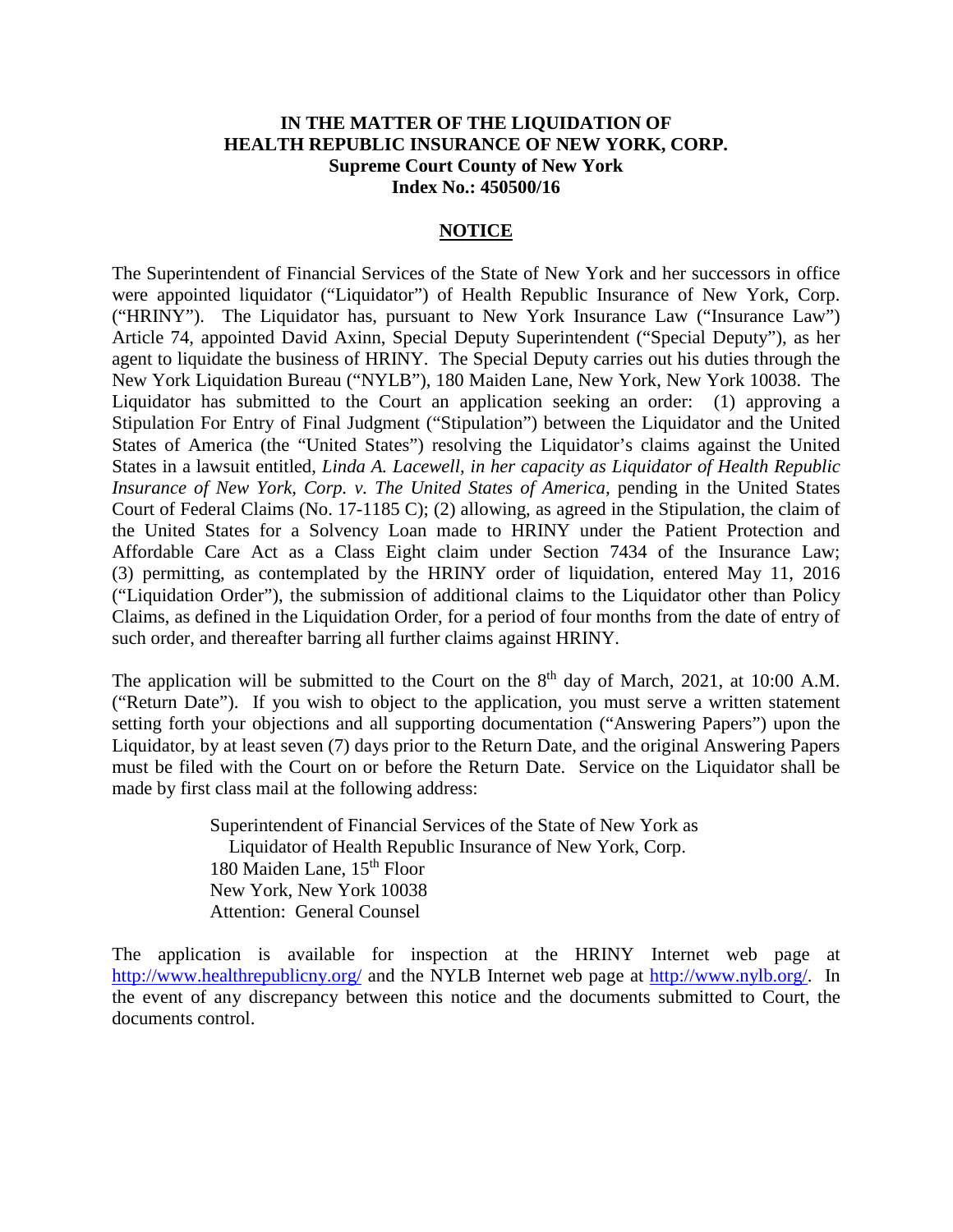**IN THE MATTER OF THE LIQUIDATION OF**
**HEALTH REPUBLIC INSURANCE OF NEW YORK, CORP.**
**Supreme Court County of New York**
**Index No.: 450500/16**

## NOTICE

The Superintendent of Financial Services of the State of New York and her successors in office were appointed liquidator ("Liquidator") of Health Republic Insurance of New York, Corp. ("HRINY"). The Liquidator has, pursuant to New York Insurance Law ("Insurance Law") Article 74, appointed David Axinn, Special Deputy Superintendent ("Special Deputy"), as her agent to liquidate the business of HRINY. The Special Deputy carries out his duties through the New York Liquidation Bureau ("NYLB"), 180 Maiden Lane, New York, New York 10038. The Liquidator has submitted to the Court an application seeking an order: (1) approving a Stipulation For Entry of Final Judgment ("Stipulation") between the Liquidator and the United States of America (the "United States") resolving the Liquidator's claims against the United States in a lawsuit entitled, *Linda A. Lacewell, in her capacity as Liquidator of Health Republic Insurance of New York, Corp. v. The United States of America*, pending in the United States Court of Federal Claims (No. 17-1185 C); (2) allowing, as agreed in the Stipulation, the claim of the United States for a Solvency Loan made to HRINY under the Patient Protection and Affordable Care Act as a Class Eight claim under Section 7434 of the Insurance Law; (3) permitting, as contemplated by the HRINY order of liquidation, entered May 11, 2016 ("Liquidation Order"), the submission of additional claims to the Liquidator other than Policy Claims, as defined in the Liquidation Order, for a period of four months from the date of entry of such order, and thereafter barring all further claims against HRINY.

The application will be submitted to the Court on the 8th day of March, 2021, at 10:00 A.M. ("Return Date"). If you wish to object to the application, you must serve a written statement setting forth your objections and all supporting documentation ("Answering Papers") upon the Liquidator, by at least seven (7) days prior to the Return Date, and the original Answering Papers must be filed with the Court on or before the Return Date. Service on the Liquidator shall be made by first class mail at the following address:

> Superintendent of Financial Services of the State of New York as
> Liquidator of Health Republic Insurance of New York, Corp.
> 180 Maiden Lane, 15th Floor
> New York, New York 10038
> Attention: General Counsel

The application is available for inspection at the HRINY Internet web page at http://www.healthrepublicny.org/ and the NYLB Internet web page at http://www.nylb.org/. In the event of any discrepancy between this notice and the documents submitted to Court, the documents control.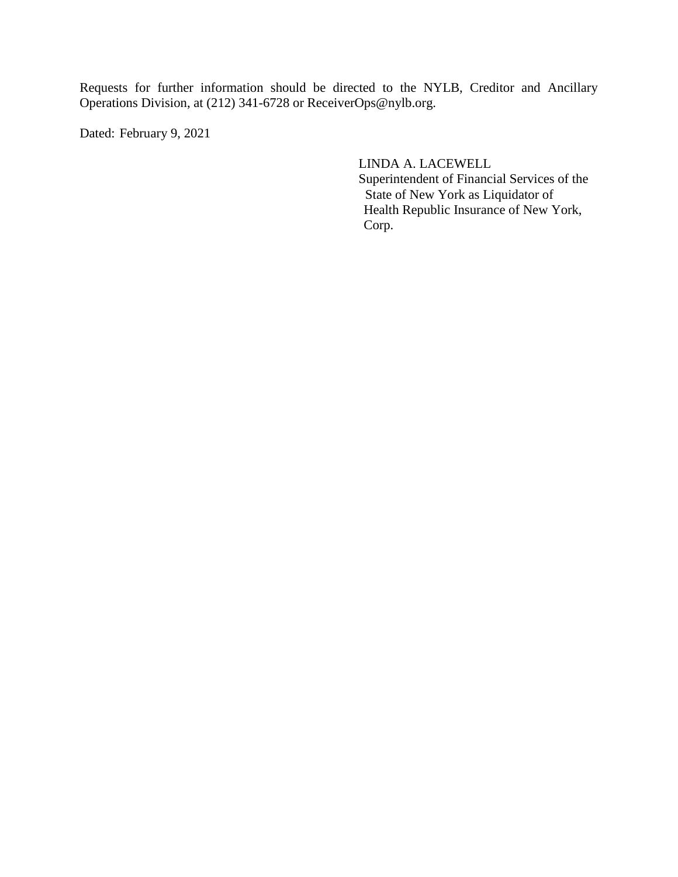Requests for further information should be directed to the NYLB, Creditor and Ancillary Operations Division, at (212) 341-6728 or ReceiverOps@nylb.org.

Dated: February 9, 2021

LINDA A. LACEWELL
Superintendent of Financial Services of the State of New York as Liquidator of Health Republic Insurance of New York, Corp.